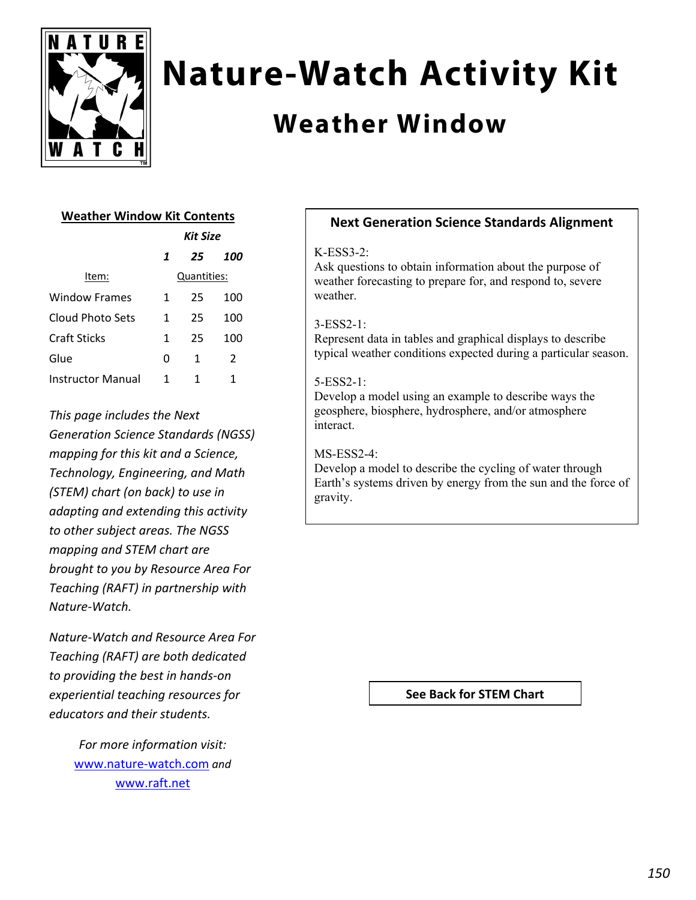# Nature-Watch Activity Kit

## Weather Window

### Weather Window Kit Contents

| Item: | Kit Size 1 | Kit Size 25 | Kit Size 100 |
|---|---|---|---|
| | Quantities: | | |
| Window Frames | 1 | 25 | 100 |
| Cloud Photo Sets | 1 | 25 | 100 |
| Craft Sticks | 1 | 25 | 100 |
| Glue | 0 | 1 | 2 |
| Instructor Manual | 1 | 1 | 1 |

*This page includes the Next Generation Science Standards (NGSS) mapping for this kit and a Science, Technology, Engineering, and Math (STEM) chart (on back) to use in adapting and extending this activity to other subject areas. The NGSS mapping and STEM chart are brought to you by Resource Area For Teaching (RAFT) in partnership with Nature-Watch.*

*Nature-Watch and Resource Area For Teaching (RAFT) are both dedicated to providing the best in hands-on experiential teaching resources for educators and their students.*

*For more information visit:*
[www.nature-watch.com](www.nature-watch.com) *and* [www.raft.net](www.raft.net)

### Next Generation Science Standards Alignment

K-ESS3-2:
Ask questions to obtain information about the purpose of weather forecasting to prepare for, and respond to, severe weather.

3-ESS2-1:
Represent data in tables and graphical displays to describe typical weather conditions expected during a particular season.

5-ESS2-1:
Develop a model using an example to describe ways the geosphere, biosphere, hydrosphere, and/or atmosphere interact.

MS-ESS2-4:
Develop a model to describe the cycling of water through Earth's systems driven by energy from the sun and the force of gravity.

**See Back for STEM Chart**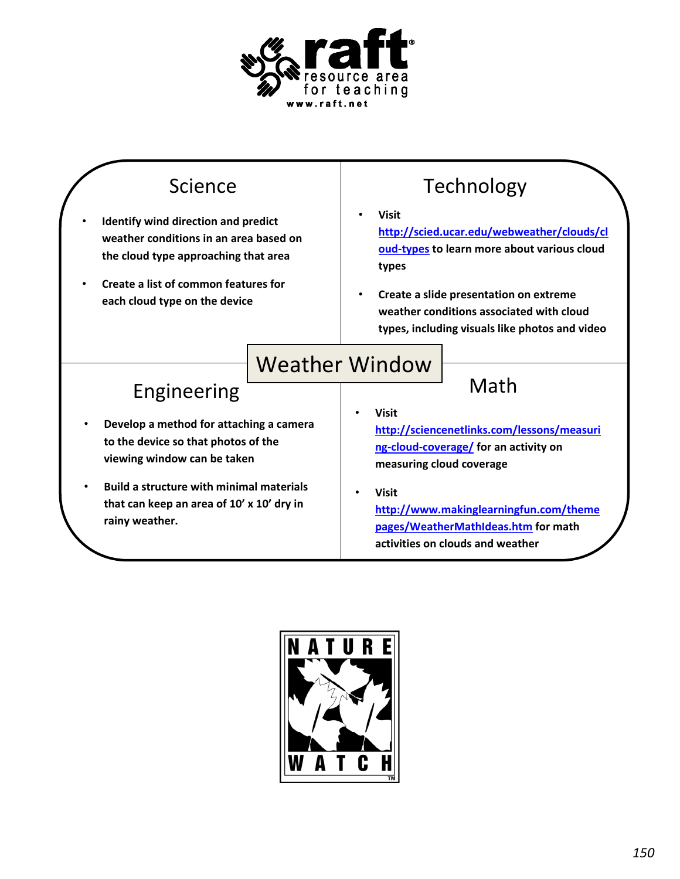## Weather Window

### Science

- Identify wind direction and predict weather conditions in an area based on the cloud type approaching that area
- Create a list of common features for each cloud type on the device

### Technology

- Visit http://scied.ucar.edu/webweather/clouds/cloud-types to learn more about various cloud types
- Create a slide presentation on extreme weather conditions associated with cloud types, including visuals like photos and video

### Engineering

- Develop a method for attaching a camera to the device so that photos of the viewing window can be taken
- Build a structure with minimal materials that can keep an area of 10' x 10' dry in rainy weather.

### Math

- Visit http://sciencenetlinks.com/lessons/measuring-cloud-coverage/ for an activity on measuring cloud coverage
- Visit http://www.makinglearningfun.com/themepages/WeatherMathIdeas.htm for math activities on clouds and weather